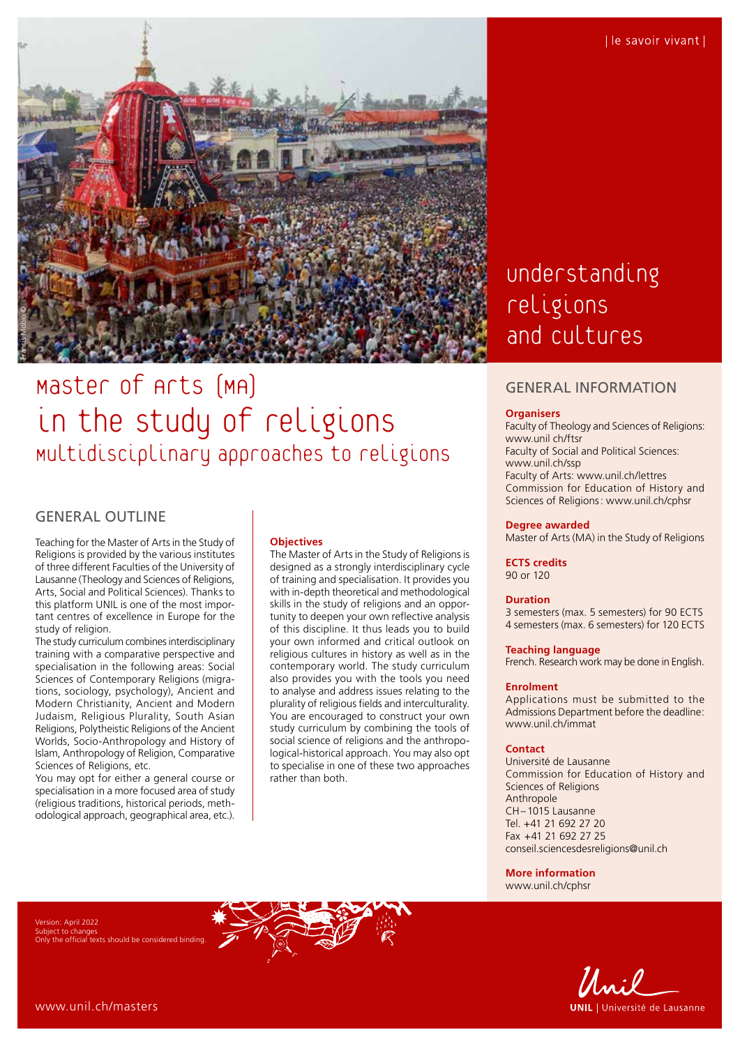| le savoir vivant |

understanding religions and cultures

# Master of Arts (MA) in the study of religions

## Multidisciplinary approaches to religions

## GENERAL OUTLINE

Teaching for the Master of Arts in the Study of Religions is provided by the various institutes of three different Faculties of the University of Lausanne (Theology and Sciences of Religions, Arts, Social and Political Sciences). Thanks to this platform UNIL is one of the most important centres of excellence in Europe for the study of religion.

The study curriculum combines interdisciplinary training with a comparative perspective and specialisation in the following areas: Social Sciences of Contemporary Religions (migrations, sociology, psychology), Ancient and Modern Christianity, Ancient and Modern Judaism, Religious Plurality, South Asian Religions, Polytheistic Religions of the Ancient Worlds, Socio-Anthropology and History of Islam, Anthropology of Religion, Comparative Sciences of Religions, etc.

You may opt for either a general course or specialisation in a more focused area of study (religious traditions, historical periods, methodological approach, geographical area, etc.).

**Objectives**

The Master of Arts in the Study of Religions is designed as a strongly interdisciplinary cycle of training and specialisation. It provides you with in-depth theoretical and methodological skills in the study of religions and an opportunity to deepen your own reflective analysis of this discipline. It thus leads you to build your own informed and critical outlook on religious cultures in history as well as in the contemporary world. The study curriculum also provides you with the tools you need to analyse and address issues relating to the plurality of religious fields and interculturality. You are encouraged to construct your own study curriculum by combining the tools of social science of religions and the anthropological-historical approach. You may also opt to specialise in one of these two approaches rather than both.

## GENERAL INFORMATION

**Organisers**

Faculty of Theology and Sciences of Religions: www.unil ch/ftsr
Faculty of Social and Political Sciences: www.unil.ch/ssp
Faculty of Arts: www.unil.ch/lettres
Commission for Education of History and Sciences of Religions: www.unil.ch/cphsr

**Degree awarded**

Master of Arts (MA) in the Study of Religions

**ECTS credits**

90 or 120

**Duration**

3 semesters (max. 5 semesters) for 90 ECTS
4 semesters (max. 6 semesters) for 120 ECTS

**Teaching language**

French. Research work may be done in English.

**Enrolment**

Applications must be submitted to the Admissions Department before the deadline: www.unil.ch/immat

**Contact**

Université de Lausanne
Commission for Education of History and Sciences of Religions
Anthropole
CH – 1015 Lausanne
Tel. +41 21 692 27 20
Fax +41 21 692 27 25
conseil.sciencesdesreligions@unil.ch

**More information**

www.unil.ch/cphsr

Version: April 2022
Subject to changes
Only the official texts should be considered binding.

www.unil.ch/masters

UNIL | Université de Lausanne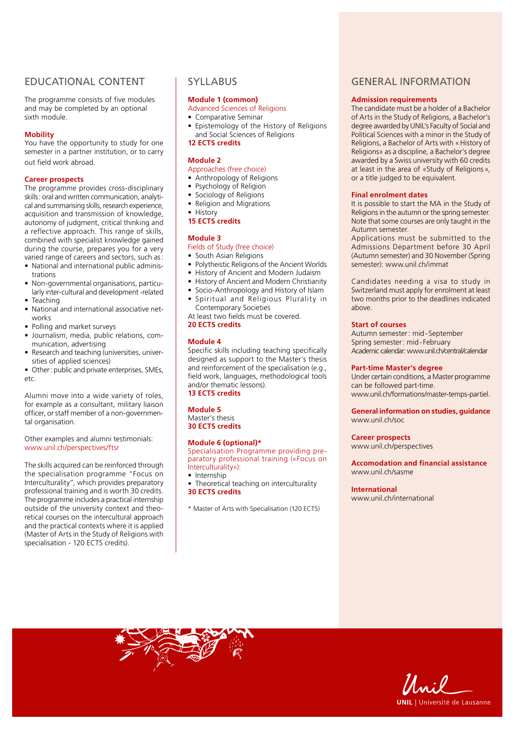## EDUCATIONAL CONTENT

The programme consists of five modules and may be completed by an optional sixth module.

**Mobility**
You have the opportunity to study for one semester in a partner institution, or to carry out field work abroad.

**Career prospects**
The programme provides cross-disciplinary skills: oral and written communication, analytical and summarising skills, research experience, acquisition and transmission of knowledge, autonomy of judgment, critical thinking and a reflective approach. This range of skills, combined with specialist knowledge gained during the course, prepares you for a very varied range of careers and sectors, such as:

- National and international public administrations
- Non-governmental organisations, particularly inter-cultural and development -related
- Teaching
- National and international associative networks
- Polling and market surveys
- Journalism, media, public relations, communication, advertising
- Research and teaching (universities, universities of applied sciences)
- Other: public and private enterprises, SMEs, etc.

Alumni move into a wide variety of roles, for example as a consultant, military liaison officer, or staff member of a non-governmental organisation.

Other examples and alumni testimonials: www.unil.ch/perspectives/ftsr

The skills acquired can be reinforced through the specialisation programme "Focus on Interculturality", which provides preparatory professional training and is worth 30 credits. The programme includes a practical internship outside of the university context and theoretical courses on the intercultural approach and the practical contexts where it is applied (Master of Arts in the Study of Religions with specialisation - 120 ECTS credits).

## SYLLABUS

**Module 1 (common)**
Advanced Sciences of Religions

- Comparative Seminar
- Epistemology of the History of Religions and Social Sciences of Religions

**12 ECTS credits**

**Module 2**
Approaches (free choice)

- Anthropology of Religions
- Psychology of Religion
- Sociology of Religions
- Religion and Migrations
- History

**15 ECTS credits**

**Module 3**
Fields of Study (free choice)

- South Asian Religions
- Polytheistic Religions of the Ancient Worlds
- History of Ancient and Modern Judaism
- History of Ancient and Modern Christianity
- Socio-Anthropology and History of Islam
- Spiritual and Religious Plurality in Contemporary Societies

At least two fields must be covered.
**20 ECTS credits**

**Module 4**
Specific skills including teaching specifically designed as support to the Master's thesis and reinforcement of the specialisation (e.g., field work, languages, methodological tools and/or thematic lessons).
**13 ECTS credits**

**Module 5**
Master's thesis
**30 ECTS credits**

**Module 6 (optional)***
Specialisation Programme providing preparatory professional training («Focus on Interculturality»):

- Internship
- Theoretical teaching on interculturality

**30 ECTS credits**

* Master of Arts with Specialisation (120 ECTS)

## GENERAL INFORMATION

**Admission requirements**
The candidate must be a holder of a Bachelor of Arts in the Study of Religions, a Bachelor's degree awarded by UNIL's Faculty of Social and Political Sciences with a minor in the Study of Religions, a Bachelor of Arts with « History of Religions» as a discipline, a Bachelor's degree awarded by a Swiss university with 60 credits at least in the area of «Study of Religions», or a title judged to be equivalent.

**Final enrolment dates**
It is possible to start the MA in the Study of Religions in the autumn or the spring semester. Note that some courses are only taught in the Autumn semester.
Applications must be submitted to the Admissions Department before 30 April (Autumn semester) and 30 November (Spring semester): www.unil.ch/immat

Candidates needing a visa to study in Switzerland must apply for enrolment at least two months prior to the deadlines indicated above.

**Start of courses**
Autumn semester: mid-September
Spring semester: mid-February
Academic calendar: www.unil.ch/central/calendar

**Part-time Master's degree**
Under certain conditions, a Master programme can be followed part-time.
www.unil.ch/formations/master-temps-partiel.

**General information on studies, guidance**
www.unil.ch/soc

**Career prospects**
www.unil.ch/perspectives

**Accomodation and financial assistance**
www.unil.ch/sasme

**International**
www.unil.ch/international

Unil
**UNIL** | Université de Lausanne